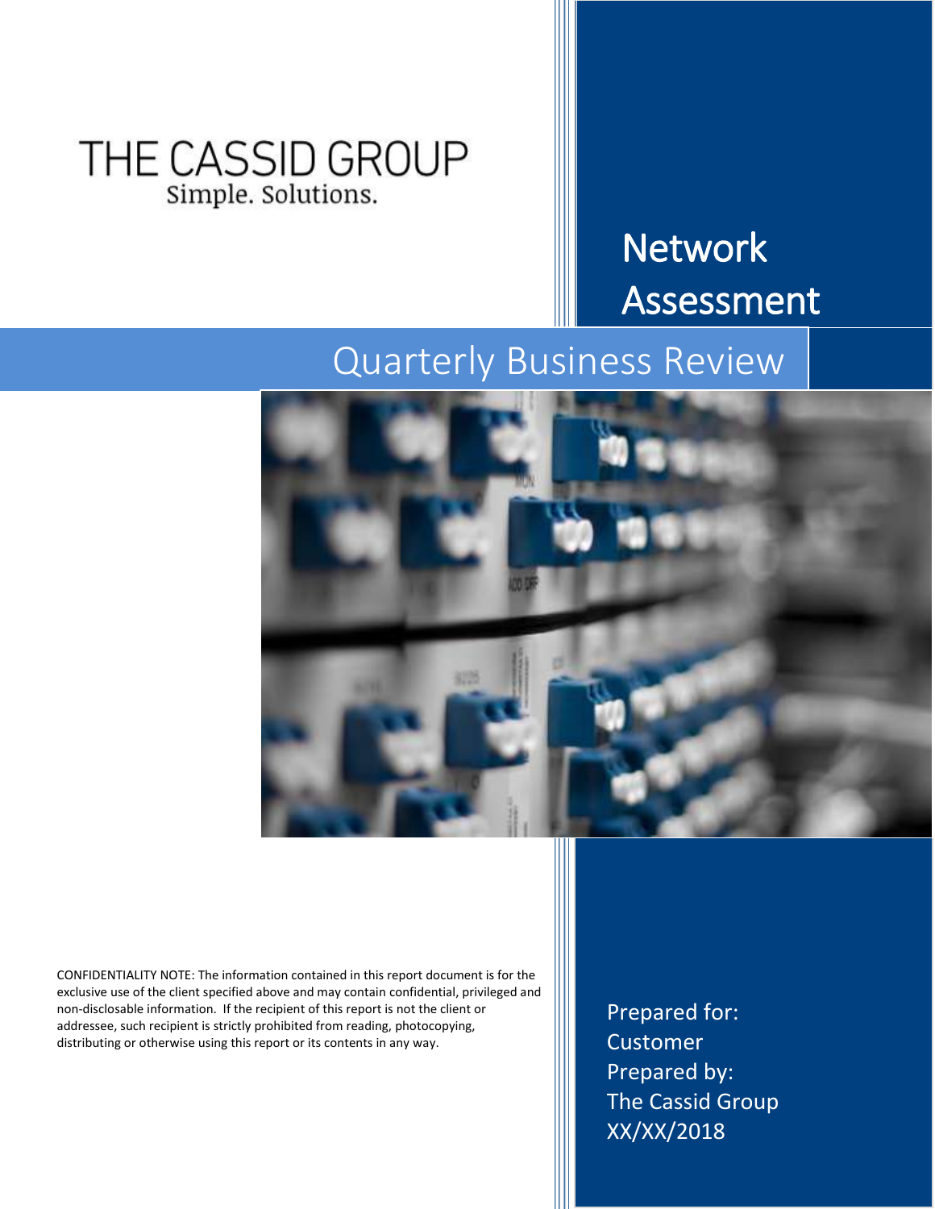THE CASSID GROUP

Simple. Solutions.

# Network Assessment

## Quarterly Business Review

CONFIDENTIALITY NOTE: The information contained in this report document is for the exclusive use of the client specified above and may contain confidential, privileged and non-disclosable information. If the recipient of this report is not the client or addressee, such recipient is strictly prohibited from reading, photocopying, distributing or otherwise using this report or its contents in any way.

Prepared for:
Customer
Prepared by:
The Cassid Group
XX/XX/2018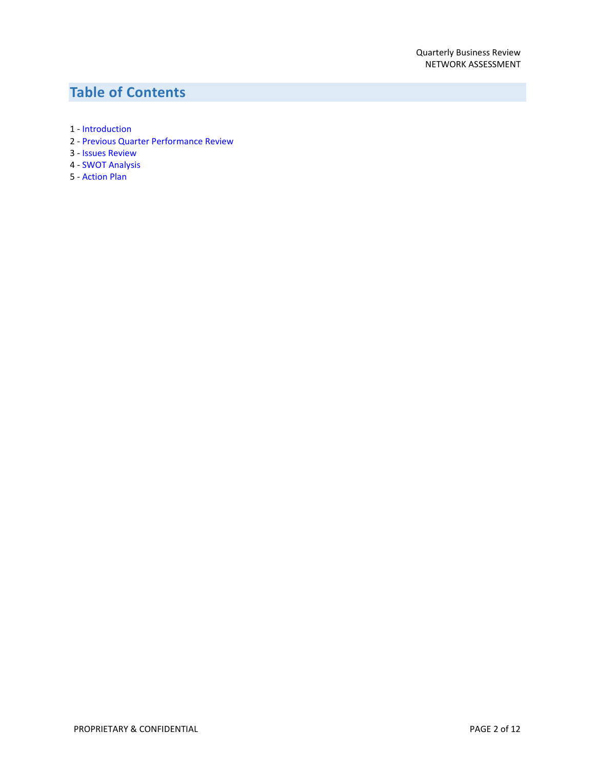## Table of Contents

1 - Introduction
2 - Previous Quarter Performance Review
3 - Issues Review
4 - SWOT Analysis
5 - Action Plan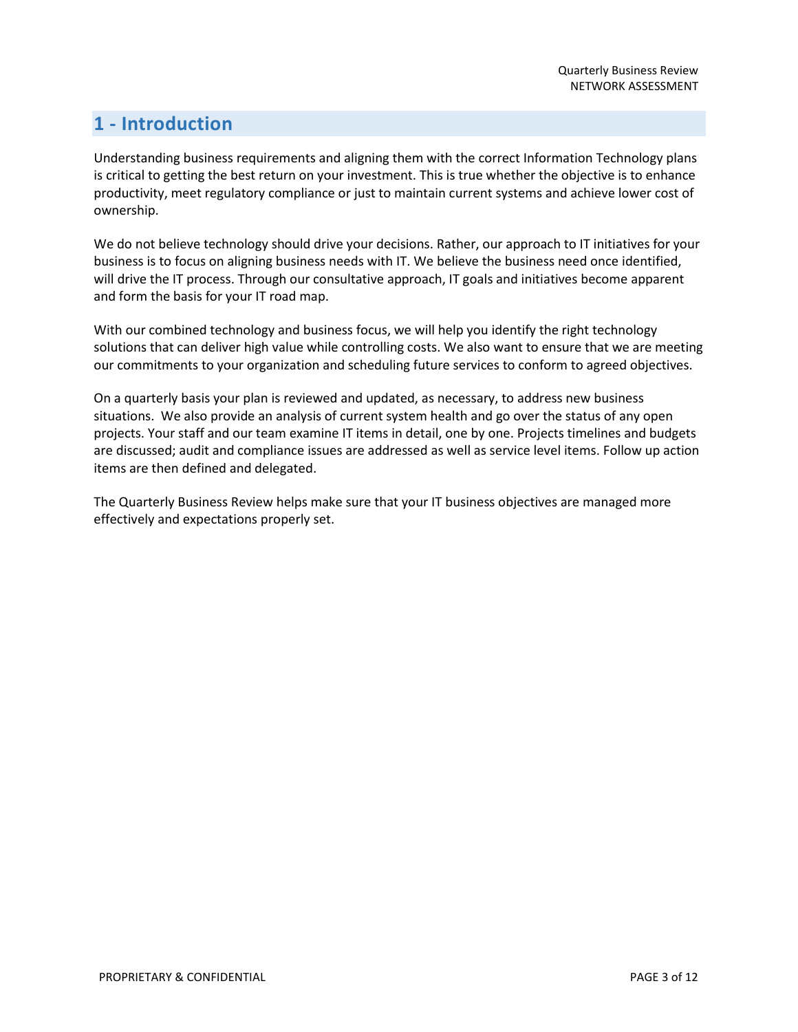# 1 - Introduction

Understanding business requirements and aligning them with the correct Information Technology plans is critical to getting the best return on your investment. This is true whether the objective is to enhance productivity, meet regulatory compliance or just to maintain current systems and achieve lower cost of ownership.

We do not believe technology should drive your decisions. Rather, our approach to IT initiatives for your business is to focus on aligning business needs with IT. We believe the business need once identified, will drive the IT process. Through our consultative approach, IT goals and initiatives become apparent and form the basis for your IT road map.

With our combined technology and business focus, we will help you identify the right technology solutions that can deliver high value while controlling costs. We also want to ensure that we are meeting our commitments to your organization and scheduling future services to conform to agreed objectives.

On a quarterly basis your plan is reviewed and updated, as necessary, to address new business situations. We also provide an analysis of current system health and go over the status of any open projects. Your staff and our team examine IT items in detail, one by one. Projects timelines and budgets are discussed; audit and compliance issues are addressed as well as service level items. Follow up action items are then defined and delegated.

The Quarterly Business Review helps make sure that your IT business objectives are managed more effectively and expectations properly set.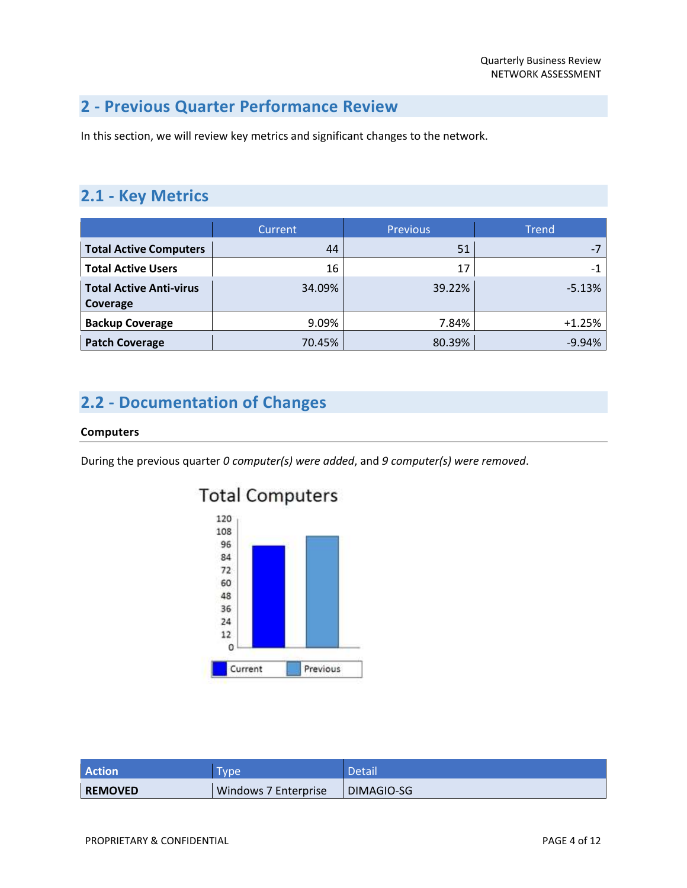## 2 - Previous Quarter Performance Review

In this section, we will review key metrics and significant changes to the network.

## 2.1 - Key Metrics

| | Current | Previous | Trend |
|---|---|---|---|
| **Total Active Computers** | 44 | 51 | -7 |
| **Total Active Users** | 16 | 17 | -1 |
| **Total Active Anti-virus Coverage** | 34.09% | 39.22% | -5.13% |
| **Backup Coverage** | 9.09% | 7.84% | +1.25% |
| **Patch Coverage** | 70.45% | 80.39% | -9.94% |

## 2.2 - Documentation of Changes

### Computers

During the previous quarter *0 computer(s) were added*, and *9 computer(s) were removed*.

Total Computers

| Action | Type | Detail |
|---|---|---|
| **REMOVED** | Windows 7 Enterprise | DIMAGIO-SG |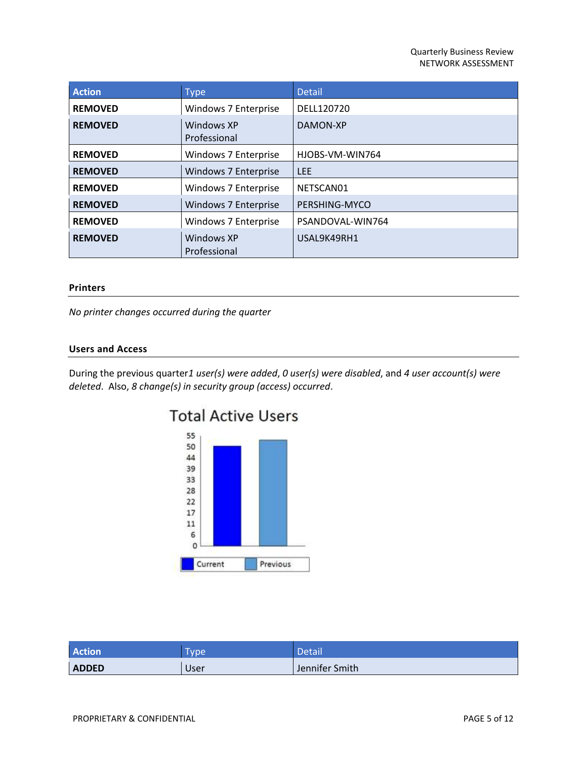| Action | Type | Detail |
|---|---|---|
| **REMOVED** | Windows 7 Enterprise | DELL120720 |
| **REMOVED** | Windows XP Professional | DAMON-XP |
| **REMOVED** | Windows 7 Enterprise | HJOBS-VM-WIN764 |
| **REMOVED** | Windows 7 Enterprise | LEE |
| **REMOVED** | Windows 7 Enterprise | NETSCAN01 |
| **REMOVED** | Windows 7 Enterprise | PERSHING-MYCO |
| **REMOVED** | Windows 7 Enterprise | PSANDOVAL-WIN764 |
| **REMOVED** | Windows XP Professional | USAL9K49RH1 |

### Printers

*No printer changes occurred during the quarter*

### Users and Access

During the previous quarter*1 user(s) were added*, *0 user(s) were disabled*, and *4 user account(s) were deleted*. Also, *8 change(s) in security group (access) occurred*.

Total Active Users

| Action | Type | Detail |
|---|---|---|
| **ADDED** | User | Jennifer Smith |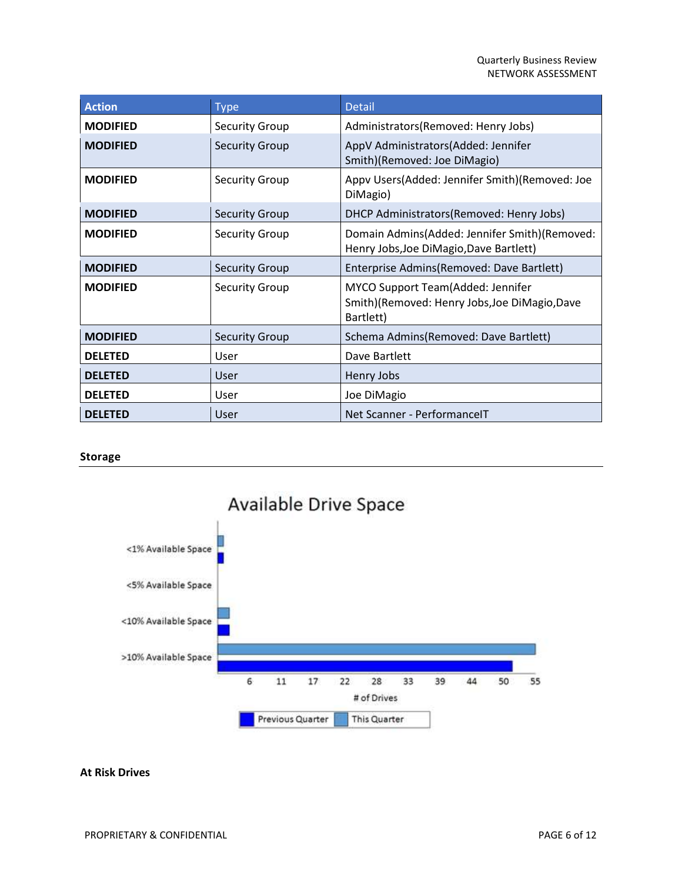| Action | Type | Detail |
| --- | --- | --- |
| **MODIFIED** | Security Group | Administrators(Removed: Henry Jobs) |
| **MODIFIED** | Security Group | AppV Administrators(Added: Jennifer Smith)(Removed: Joe DiMagio) |
| **MODIFIED** | Security Group | Appv Users(Added: Jennifer Smith)(Removed: Joe DiMagio) |
| **MODIFIED** | Security Group | DHCP Administrators(Removed: Henry Jobs) |
| **MODIFIED** | Security Group | Domain Admins(Added: Jennifer Smith)(Removed: Henry Jobs,Joe DiMagio,Dave Bartlett) |
| **MODIFIED** | Security Group | Enterprise Admins(Removed: Dave Bartlett) |
| **MODIFIED** | Security Group | MYCO Support Team(Added: Jennifer Smith)(Removed: Henry Jobs,Joe DiMagio,Dave Bartlett) |
| **MODIFIED** | Security Group | Schema Admins(Removed: Dave Bartlett) |
| **DELETED** | User | Dave Bartlett |
| **DELETED** | User | Henry Jobs |
| **DELETED** | User | Joe DiMagio |
| **DELETED** | User | Net Scanner - PerformanceIT |

## Storage

Available Drive Space

<1% Available Space

<5% Available Space

<10% Available Space

>10% Available Space

6 11 17 22 28 33 39 44 50 55

# of Drives

Previous Quarter This Quarter

## At Risk Drives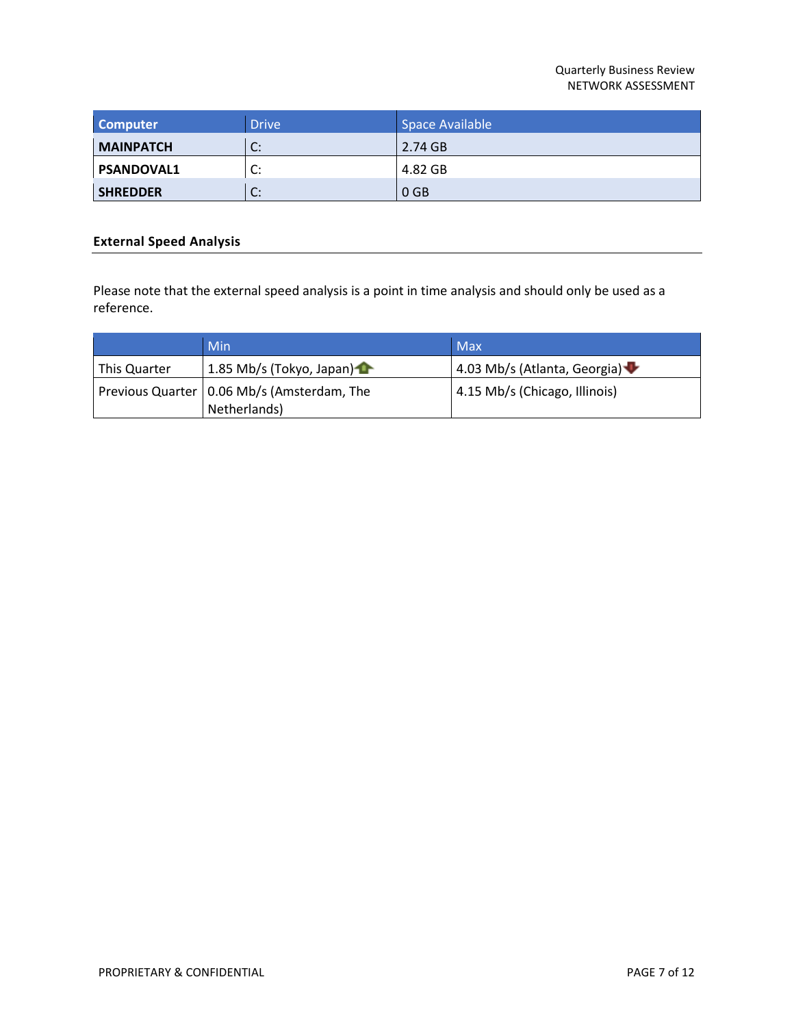| Computer | Drive | Space Available |
| --- | --- | --- |
| **MAINPATCH** | C: | 2.74 GB |
| **PSANDOVAL1** | C: | 4.82 GB |
| **SHREDDER** | C: | 0 GB |

### External Speed Analysis

Please note that the external speed analysis is a point in time analysis and should only be used as a reference.

| | Min | Max |
| --- | --- | --- |
| This Quarter | 1.85 Mb/s (Tokyo, Japan) | 4.03 Mb/s (Atlanta, Georgia) |
| Previous Quarter | 0.06 Mb/s (Amsterdam, The Netherlands) | 4.15 Mb/s (Chicago, Illinois) |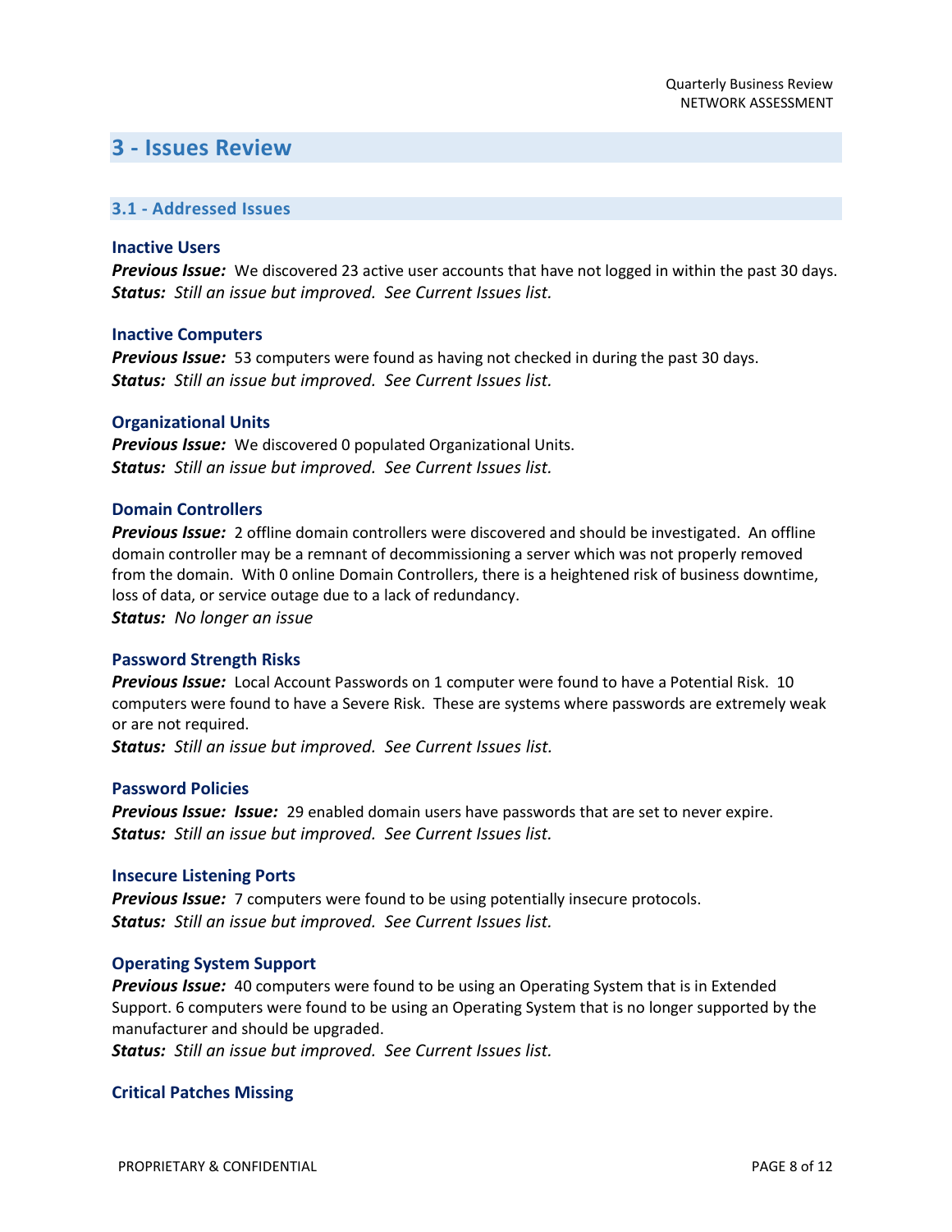# 3 - Issues Review

## 3.1 - Addressed Issues

### Inactive Users

***Previous Issue:*** We discovered 23 active user accounts that have not logged in within the past 30 days.
***Status:*** *Still an issue but improved. See Current Issues list.*

### Inactive Computers

***Previous Issue:*** 53 computers were found as having not checked in during the past 30 days.
***Status:*** *Still an issue but improved. See Current Issues list.*

### Organizational Units

***Previous Issue:*** We discovered 0 populated Organizational Units.
***Status:*** *Still an issue but improved. See Current Issues list.*

### Domain Controllers

***Previous Issue:*** 2 offline domain controllers were discovered and should be investigated. An offline domain controller may be a remnant of decommissioning a server which was not properly removed from the domain. With 0 online Domain Controllers, there is a heightened risk of business downtime, loss of data, or service outage due to a lack of redundancy.
***Status:*** *No longer an issue*

### Password Strength Risks

***Previous Issue:*** Local Account Passwords on 1 computer were found to have a Potential Risk. 10 computers were found to have a Severe Risk. These are systems where passwords are extremely weak or are not required.
***Status:*** *Still an issue but improved. See Current Issues list.*

### Password Policies

***Previous Issue: Issue:*** 29 enabled domain users have passwords that are set to never expire.
***Status:*** *Still an issue but improved. See Current Issues list.*

### Insecure Listening Ports

***Previous Issue:*** 7 computers were found to be using potentially insecure protocols.
***Status:*** *Still an issue but improved. See Current Issues list.*

### Operating System Support

***Previous Issue:*** 40 computers were found to be using an Operating System that is in Extended Support. 6 computers were found to be using an Operating System that is no longer supported by the manufacturer and should be upgraded.
***Status:*** *Still an issue but improved. See Current Issues list.*

### Critical Patches Missing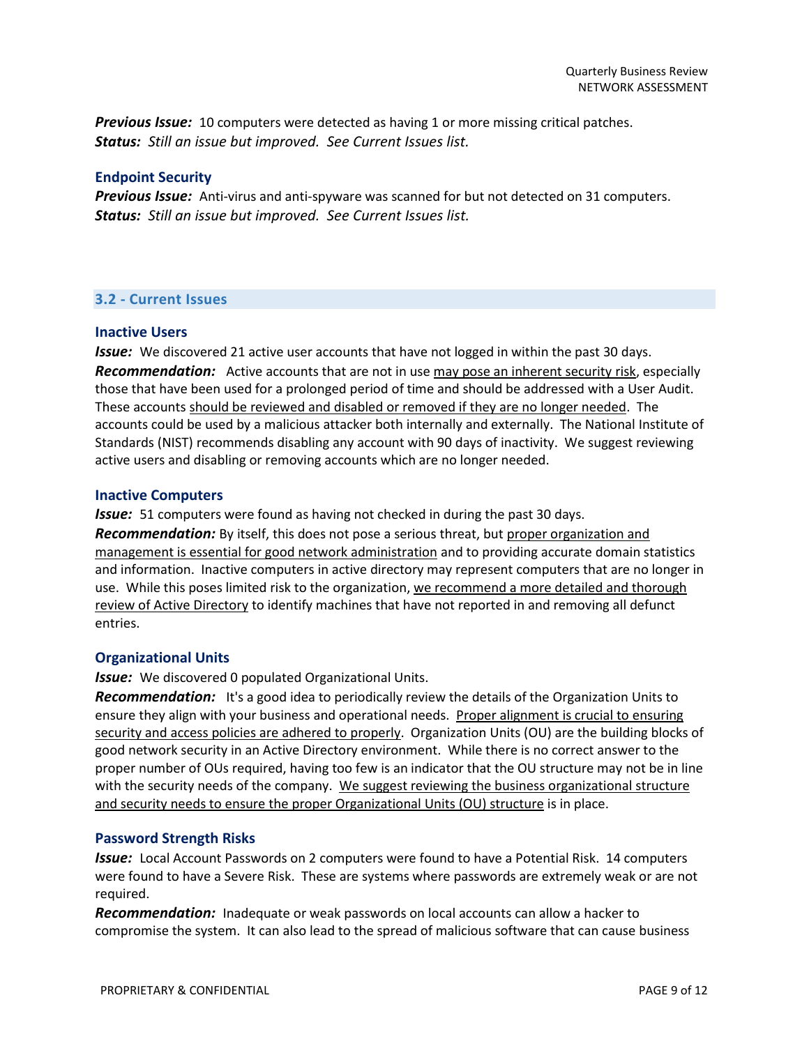***Previous Issue:*** 10 computers were detected as having 1 or more missing critical patches.
***Status:*** *Still an issue but improved. See Current Issues list.*

### Endpoint Security

***Previous Issue:*** Anti-virus and anti-spyware was scanned for but not detected on 31 computers.
***Status:*** *Still an issue but improved. See Current Issues list.*

## 3.2 - Current Issues

### Inactive Users

***Issue:*** We discovered 21 active user accounts that have not logged in within the past 30 days.
***Recommendation:*** Active accounts that are not in use may pose an inherent security risk, especially those that have been used for a prolonged period of time and should be addressed with a User Audit. These accounts should be reviewed and disabled or removed if they are no longer needed. The accounts could be used by a malicious attacker both internally and externally. The National Institute of Standards (NIST) recommends disabling any account with 90 days of inactivity. We suggest reviewing active users and disabling or removing accounts which are no longer needed.

### Inactive Computers

***Issue:*** 51 computers were found as having not checked in during the past 30 days.
***Recommendation:*** By itself, this does not pose a serious threat, but proper organization and management is essential for good network administration and to providing accurate domain statistics and information. Inactive computers in active directory may represent computers that are no longer in use. While this poses limited risk to the organization, we recommend a more detailed and thorough review of Active Directory to identify machines that have not reported in and removing all defunct entries.

### Organizational Units

***Issue:*** We discovered 0 populated Organizational Units.
***Recommendation:*** It's a good idea to periodically review the details of the Organization Units to ensure they align with your business and operational needs. Proper alignment is crucial to ensuring security and access policies are adhered to properly. Organization Units (OU) are the building blocks of good network security in an Active Directory environment. While there is no correct answer to the proper number of OUs required, having too few is an indicator that the OU structure may not be in line with the security needs of the company. We suggest reviewing the business organizational structure and security needs to ensure the proper Organizational Units (OU) structure is in place.

### Password Strength Risks

***Issue:*** Local Account Passwords on 2 computers were found to have a Potential Risk. 14 computers were found to have a Severe Risk. These are systems where passwords are extremely weak or are not required.
***Recommendation:*** Inadequate or weak passwords on local accounts can allow a hacker to compromise the system. It can also lead to the spread of malicious software that can cause business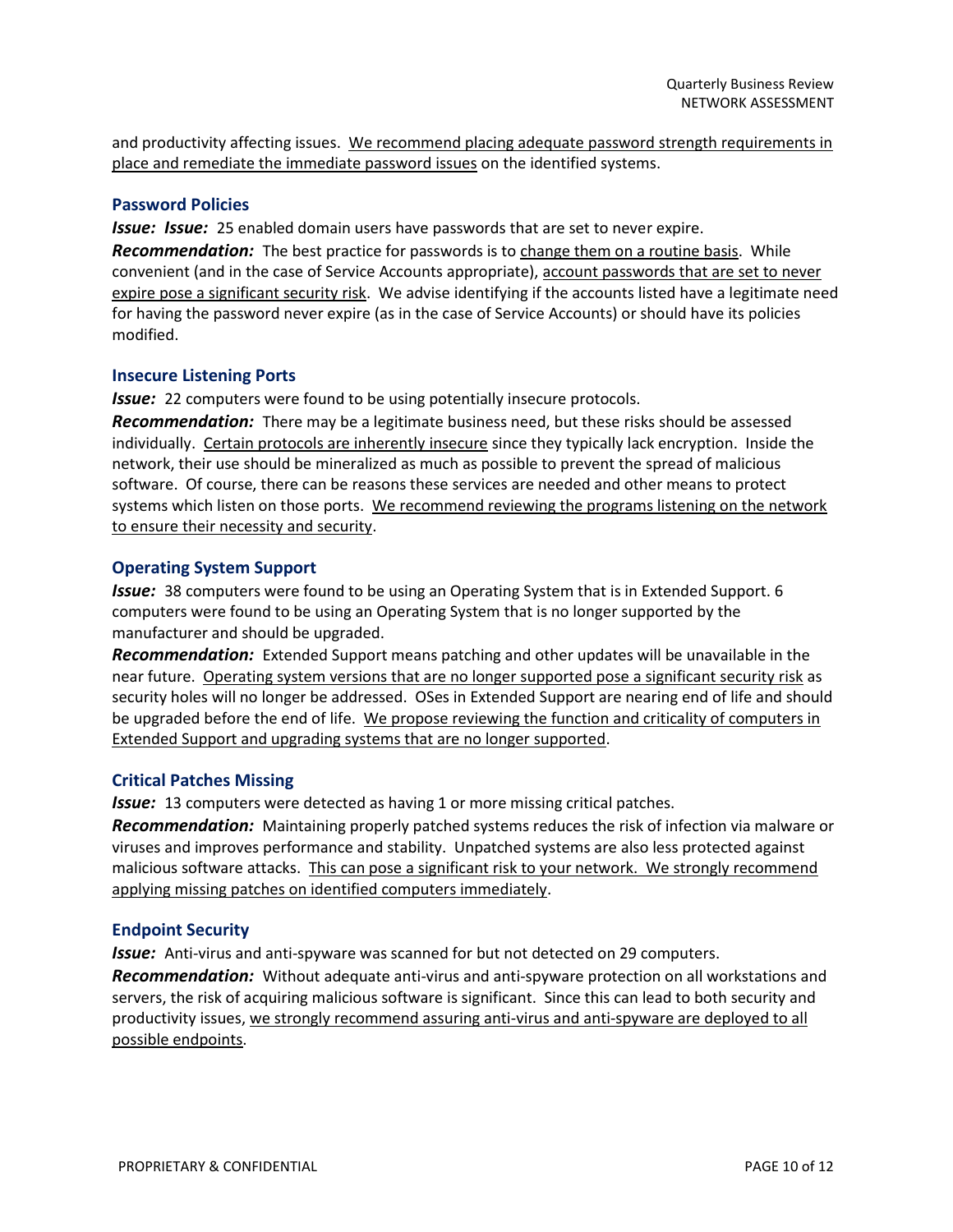and productivity affecting issues. We recommend placing adequate password strength requirements in place and remediate the immediate password issues on the identified systems.

### Password Policies

***Issue:*** ***Issue:*** 25 enabled domain users have passwords that are set to never expire.

***Recommendation:*** The best practice for passwords is to change them on a routine basis. While convenient (and in the case of Service Accounts appropriate), account passwords that are set to never expire pose a significant security risk. We advise identifying if the accounts listed have a legitimate need for having the password never expire (as in the case of Service Accounts) or should have its policies modified.

### Insecure Listening Ports

***Issue:*** 22 computers were found to be using potentially insecure protocols.

***Recommendation:*** There may be a legitimate business need, but these risks should be assessed individually. Certain protocols are inherently insecure since they typically lack encryption. Inside the network, their use should be mineralized as much as possible to prevent the spread of malicious software. Of course, there can be reasons these services are needed and other means to protect systems which listen on those ports. We recommend reviewing the programs listening on the network to ensure their necessity and security.

### Operating System Support

***Issue:*** 38 computers were found to be using an Operating System that is in Extended Support. 6 computers were found to be using an Operating System that is no longer supported by the manufacturer and should be upgraded.

***Recommendation:*** Extended Support means patching and other updates will be unavailable in the near future. Operating system versions that are no longer supported pose a significant security risk as security holes will no longer be addressed. OSes in Extended Support are nearing end of life and should be upgraded before the end of life. We propose reviewing the function and criticality of computers in Extended Support and upgrading systems that are no longer supported.

### Critical Patches Missing

***Issue:*** 13 computers were detected as having 1 or more missing critical patches.

***Recommendation:*** Maintaining properly patched systems reduces the risk of infection via malware or viruses and improves performance and stability. Unpatched systems are also less protected against malicious software attacks. This can pose a significant risk to your network. We strongly recommend applying missing patches on identified computers immediately.

### Endpoint Security

***Issue:*** Anti-virus and anti-spyware was scanned for but not detected on 29 computers.

***Recommendation:*** Without adequate anti-virus and anti-spyware protection on all workstations and servers, the risk of acquiring malicious software is significant. Since this can lead to both security and productivity issues, we strongly recommend assuring anti-virus and anti-spyware are deployed to all possible endpoints.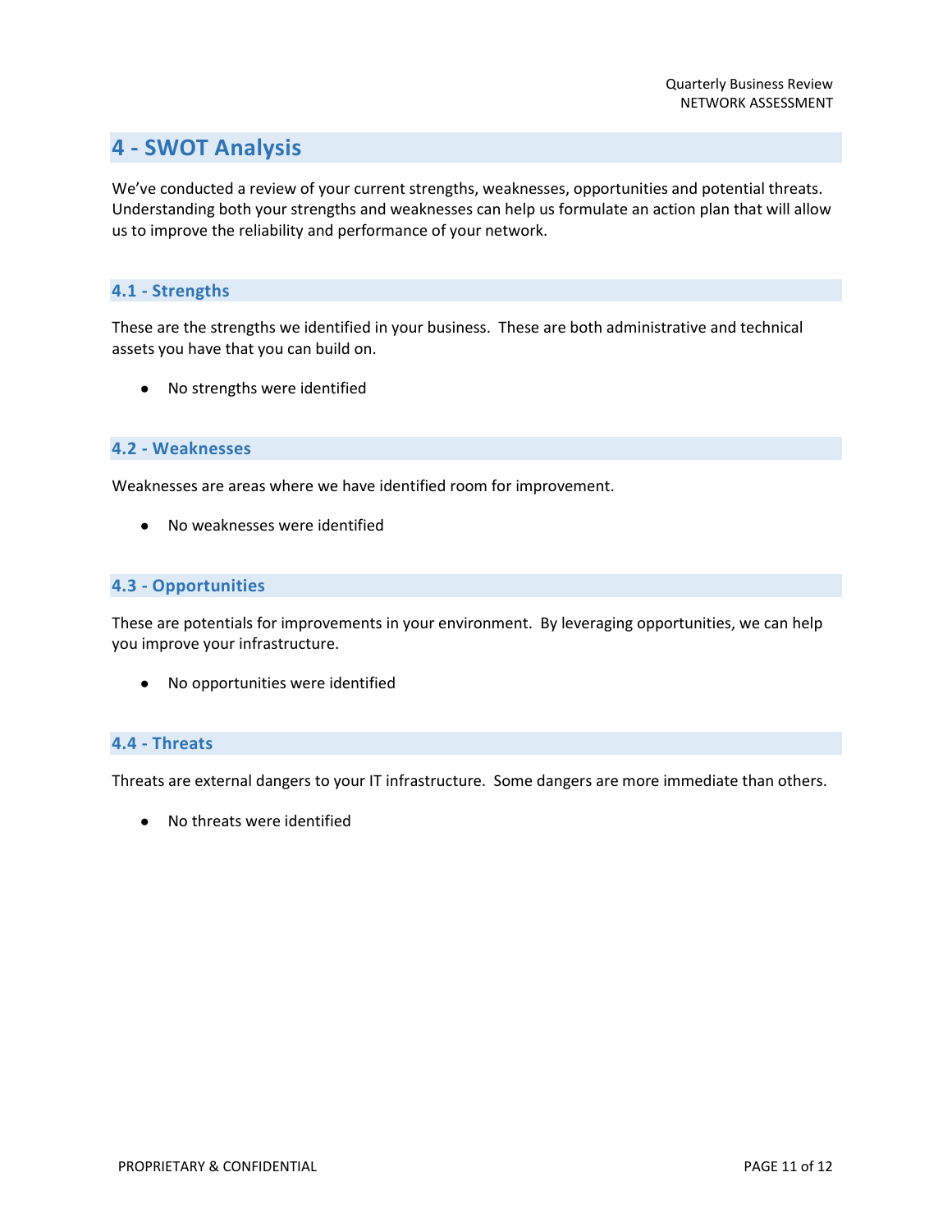# 4 - SWOT Analysis

We've conducted a review of your current strengths, weaknesses, opportunities and potential threats. Understanding both your strengths and weaknesses can help us formulate an action plan that will allow us to improve the reliability and performance of your network.

## 4.1 - Strengths

These are the strengths we identified in your business. These are both administrative and technical assets you have that you can build on.

- No strengths were identified

## 4.2 - Weaknesses

Weaknesses are areas where we have identified room for improvement.

- No weaknesses were identified

## 4.3 - Opportunities

These are potentials for improvements in your environment. By leveraging opportunities, we can help you improve your infrastructure.

- No opportunities were identified

## 4.4 - Threats

Threats are external dangers to your IT infrastructure. Some dangers are more immediate than others.

- No threats were identified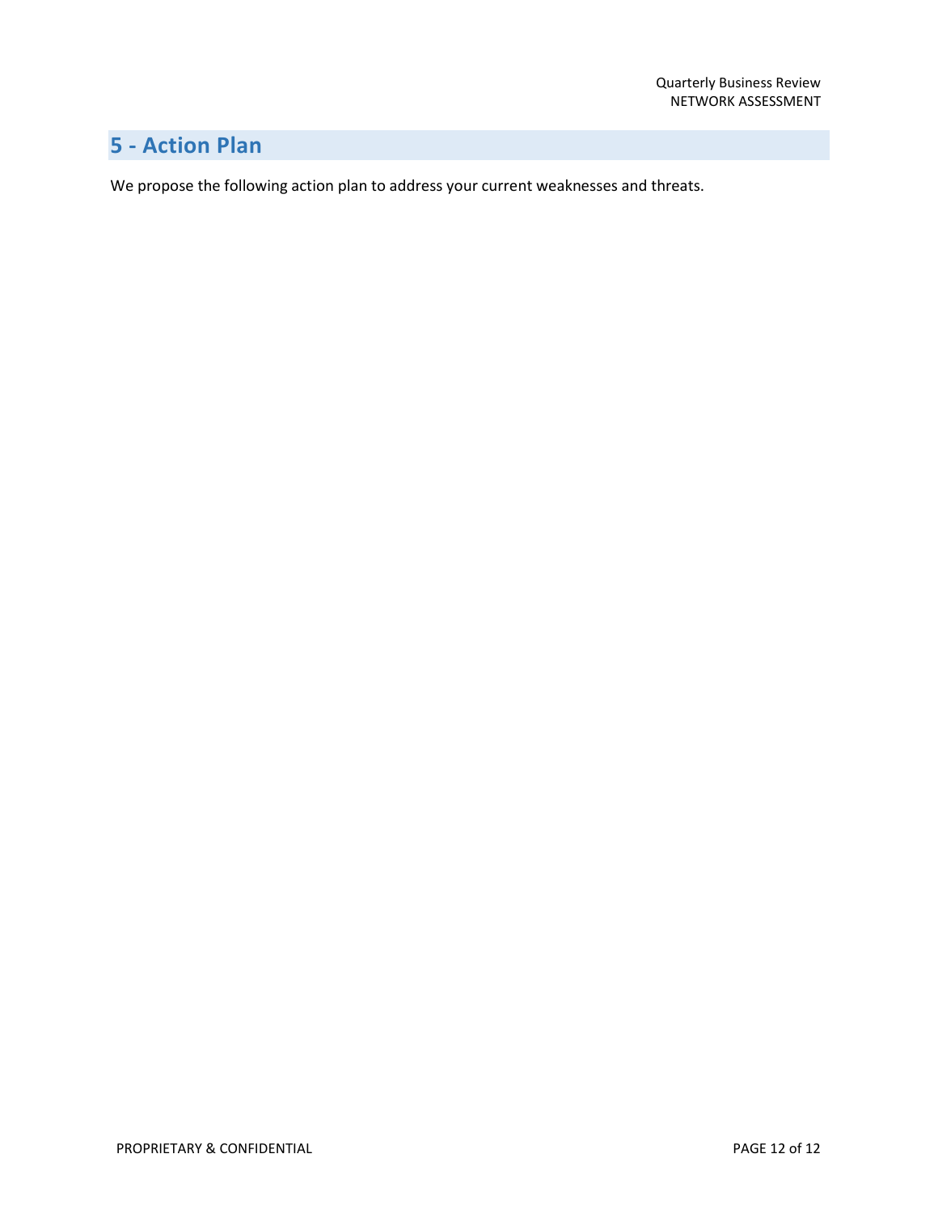## 5 - Action Plan

We propose the following action plan to address your current weaknesses and threats.